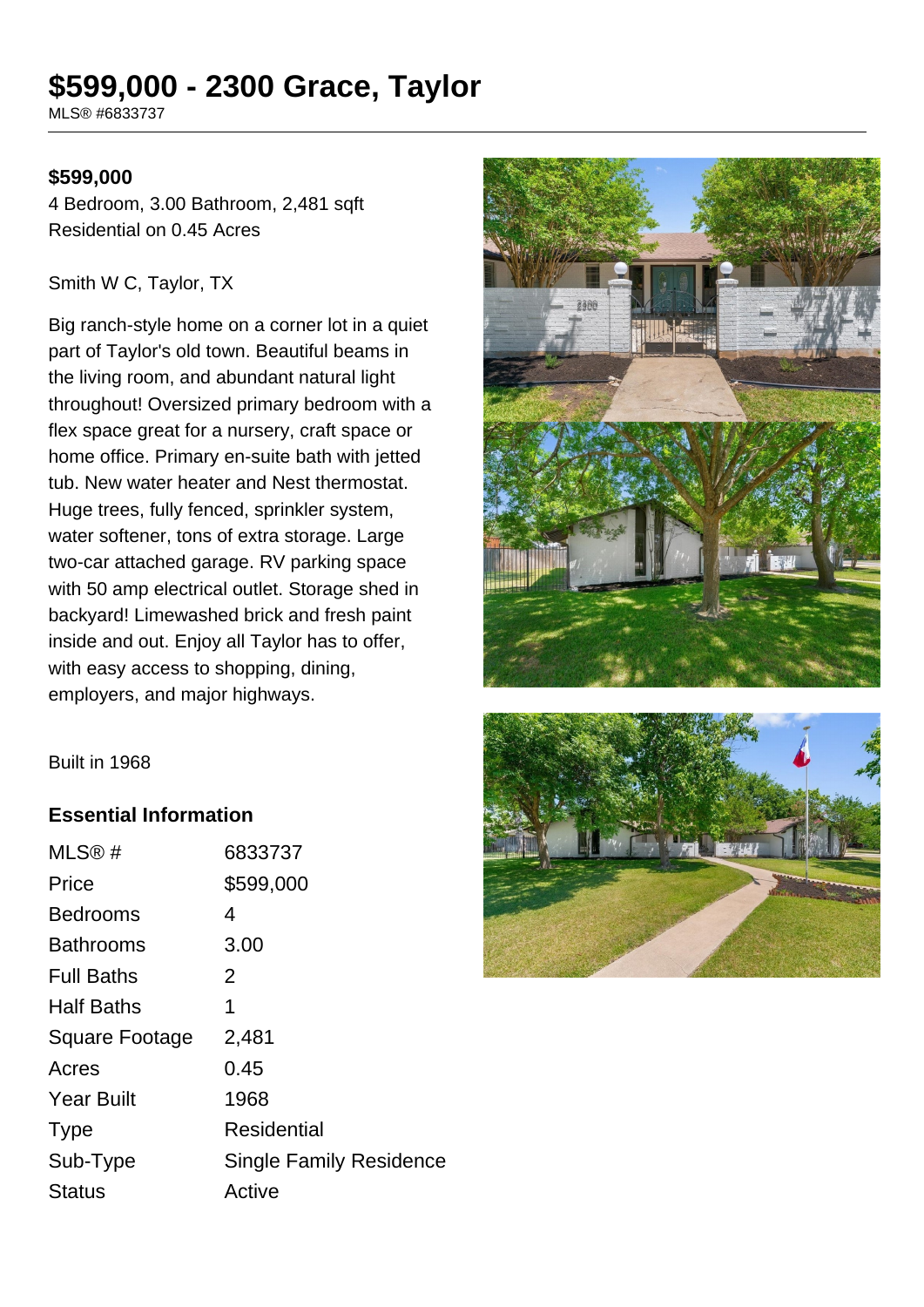# $599,000 - 2300 Grace, Taylor

MLS® #6833737

**$599,000**

4 Bedroom, 3.00 Bathroom, 2,481 sqft
Residential on 0.45 Acres

Smith W C, Taylor, TX

Big ranch-style home on a corner lot in a quiet part of Taylor's old town. Beautiful beams in the living room, and abundant natural light throughout! Oversized primary bedroom with a flex space great for a nursery, craft space or home office. Primary en-suite bath with jetted tub. New water heater and Nest thermostat. Huge trees, fully fenced, sprinkler system, water softener, tons of extra storage. Large two-car attached garage. RV parking space with 50 amp electrical outlet. Storage shed in backyard! Limewashed brick and fresh paint inside and out. Enjoy all Taylor has to offer, with easy access to shopping, dining, employers, and major highways.

Built in 1968

### Essential Information

| | |
|---|---|
| MLS® # | 6833737 |
| Price | $599,000 |
| Bedrooms | 4 |
| Bathrooms | 3.00 |
| Full Baths | 2 |
| Half Baths | 1 |
| Square Footage | 2,481 |
| Acres | 0.45 |
| Year Built | 1968 |
| Type | Residential |
| Sub-Type | Single Family Residence |
| Status | Active |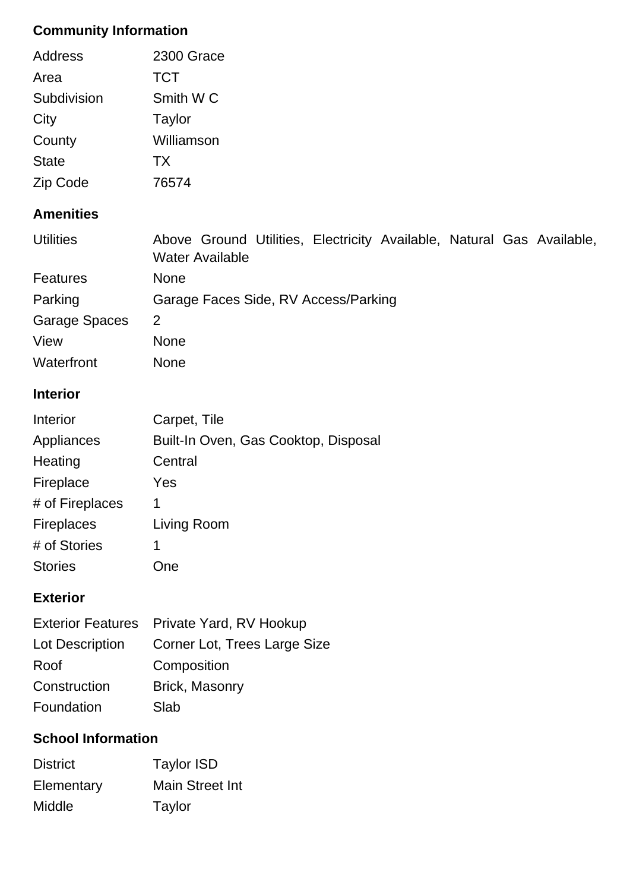## Community Information

| | |
|---|---|
| Address | 2300 Grace |
| Area | TCT |
| Subdivision | Smith W C |
| City | Taylor |
| County | Williamson |
| State | TX |
| Zip Code | 76574 |

## Amenities

| | |
|---|---|
| Utilities | Above Ground Utilities, Electricity Available, Natural Gas Available, Water Available |
| Features | None |
| Parking | Garage Faces Side, RV Access/Parking |
| Garage Spaces | 2 |
| View | None |
| Waterfront | None |

## Interior

| | |
|---|---|
| Interior | Carpet, Tile |
| Appliances | Built-In Oven, Gas Cooktop, Disposal |
| Heating | Central |
| Fireplace | Yes |
| # of Fireplaces | 1 |
| Fireplaces | Living Room |
| # of Stories | 1 |
| Stories | One |

## Exterior

| | |
|---|---|
| Exterior Features | Private Yard, RV Hookup |
| Lot Description | Corner Lot, Trees Large Size |
| Roof | Composition |
| Construction | Brick, Masonry |
| Foundation | Slab |

## School Information

| | |
|---|---|
| District | Taylor ISD |
| Elementary | Main Street Int |
| Middle | Taylor |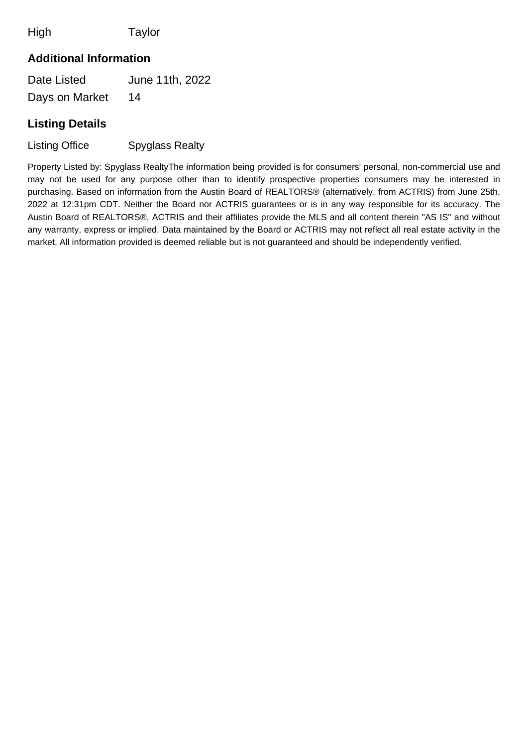| | |
|---|---|
| High | Taylor |

## Additional Information

| | |
|---|---|
| Date Listed | June 11th, 2022 |
| Days on Market | 14 |

## Listing Details

| | |
|---|---|
| Listing Office | Spyglass Realty |

Property Listed by: Spyglass RealtyThe information being provided is for consumers' personal, non-commercial use and may not be used for any purpose other than to identify prospective properties consumers may be interested in purchasing. Based on information from the Austin Board of REALTORS® (alternatively, from ACTRIS) from June 25th, 2022 at 12:31pm CDT. Neither the Board nor ACTRIS guarantees or is in any way responsible for its accuracy. The Austin Board of REALTORS®, ACTRIS and their affiliates provide the MLS and all content therein "AS IS" and without any warranty, express or implied. Data maintained by the Board or ACTRIS may not reflect all real estate activity in the market. All information provided is deemed reliable but is not guaranteed and should be independently verified.